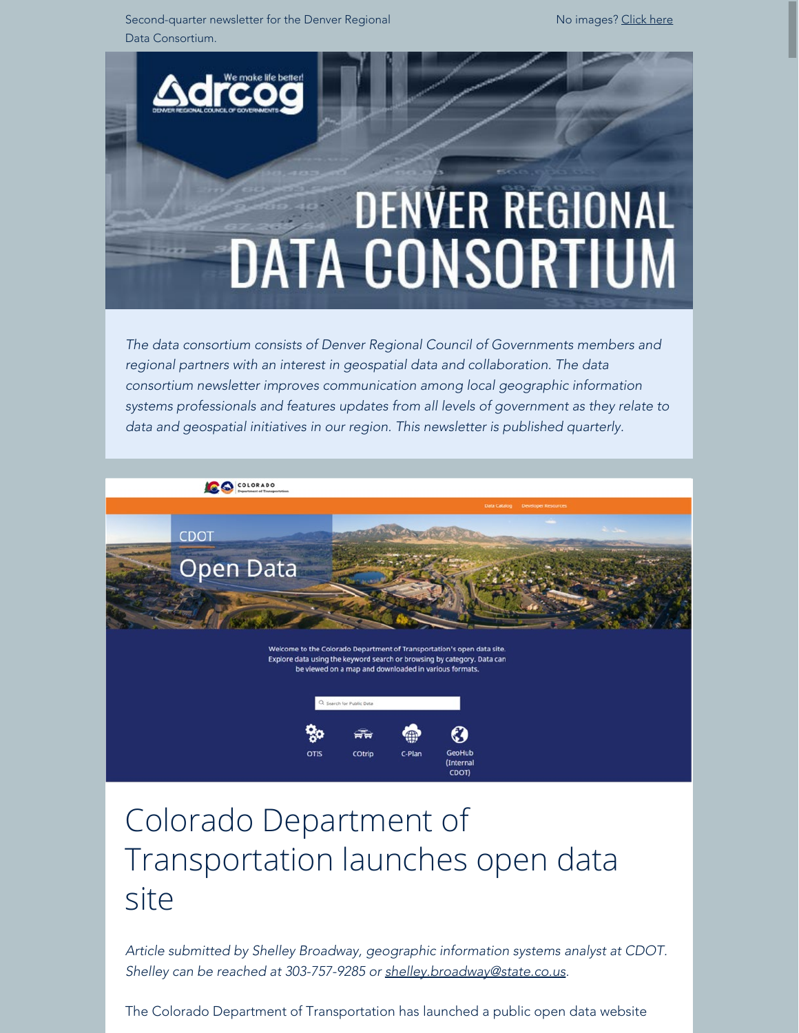Second-quarter newsletter for the Denver Regional Data Consortium.

No images? Click here

# DENVER REGIONAL DATA CONSORTIUM

*The data consortium consists of Denver Regional Council of Governments members and regional partners with an interest in geospatial data and collaboration. The data consortium newsletter improves communication among local geographic information systems professionals and features updates from all levels of government as they relate to data and geospatial initiatives in our region. This newsletter is published quarterly.*

## Colorado Department of Transportation launches open data site

*Article submitted by Shelley Broadway, geographic information systems analyst at CDOT. Shelley can be reached at 303-757-9285 or shelley.broadway@state.co.us.*

The Colorado Department of Transportation has launched a public open data website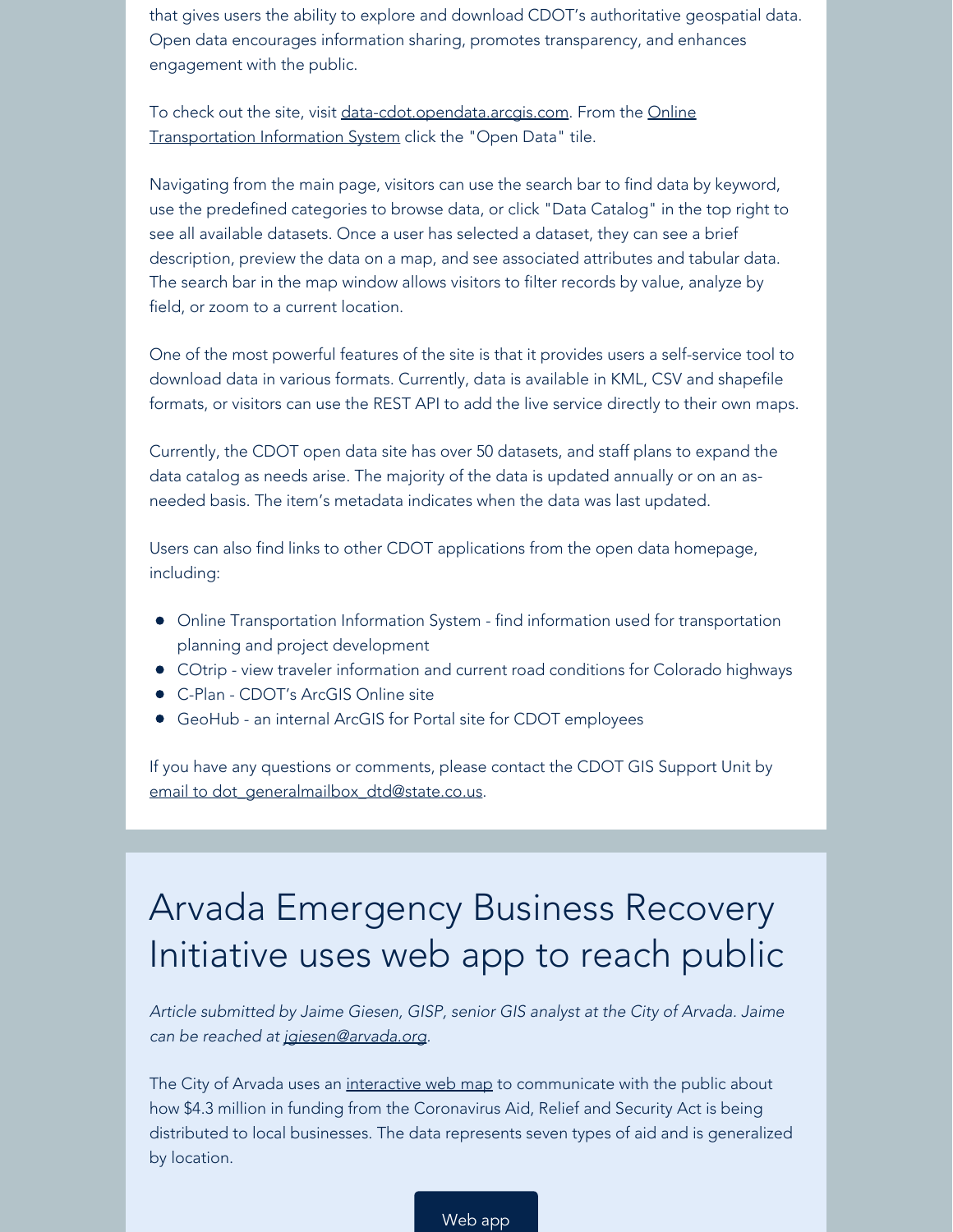that gives users the ability to explore and download CDOT's authoritative geospatial data. Open data encourages information sharing, promotes transparency, and enhances engagement with the public.

To check out the site, visit data-cdot.opendata.arcgis.com. From the Online Transportation Information System click the "Open Data" tile.

Navigating from the main page, visitors can use the search bar to find data by keyword, use the predefined categories to browse data, or click "Data Catalog" in the top right to see all available datasets. Once a user has selected a dataset, they can see a brief description, preview the data on a map, and see associated attributes and tabular data. The search bar in the map window allows visitors to filter records by value, analyze by field, or zoom to a current location.

One of the most powerful features of the site is that it provides users a self-service tool to download data in various formats. Currently, data is available in KML, CSV and shapefile formats, or visitors can use the REST API to add the live service directly to their own maps.

Currently, the CDOT open data site has over 50 datasets, and staff plans to expand the data catalog as needs arise. The majority of the data is updated annually or on an as-needed basis. The item's metadata indicates when the data was last updated.

Users can also find links to other CDOT applications from the open data homepage, including:

- Online Transportation Information System - find information used for transportation planning and project development
- COtrip - view traveler information and current road conditions for Colorado highways
- C-Plan - CDOT's ArcGIS Online site
- GeoHub - an internal ArcGIS for Portal site for CDOT employees

If you have any questions or comments, please contact the CDOT GIS Support Unit by email to dot_generalmailbox_dtd@state.co.us.

# Arvada Emergency Business Recovery Initiative uses web app to reach public

*Article submitted by Jaime Giesen, GISP, senior GIS analyst at the City of Arvada. Jaime can be reached at jgiesen@arvada.org.*

The City of Arvada uses an interactive web map to communicate with the public about how $4.3 million in funding from the Coronavirus Aid, Relief and Security Act is being distributed to local businesses. The data represents seven types of aid and is generalized by location.

Web app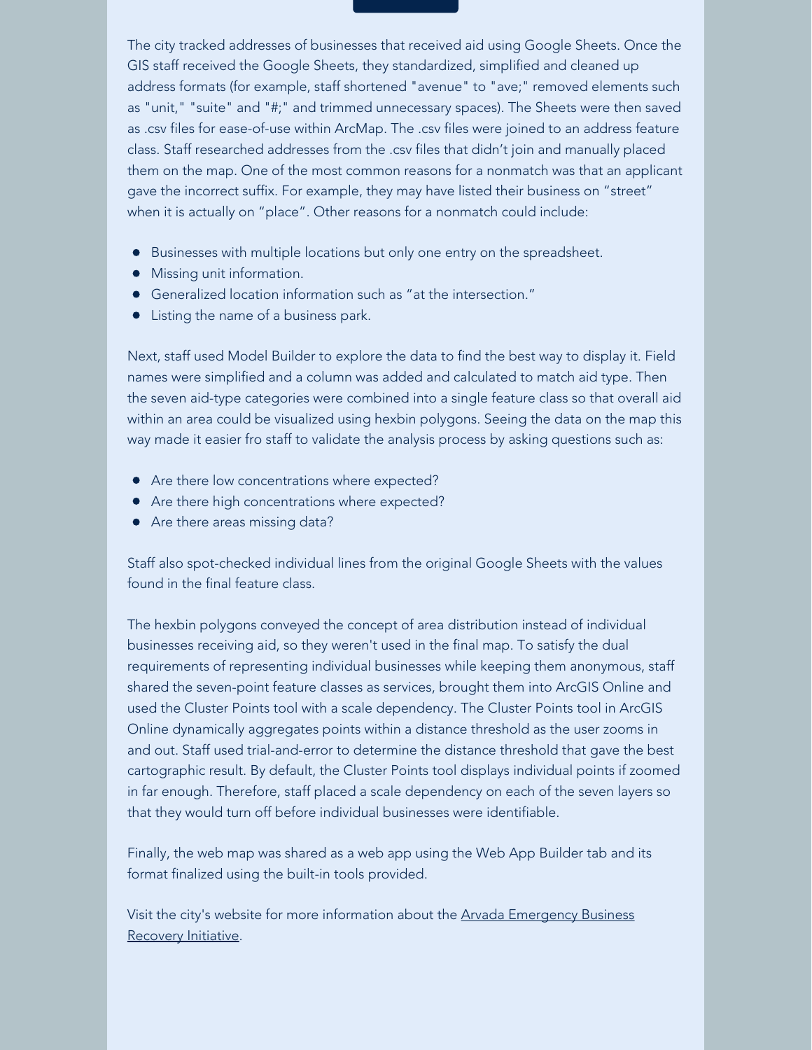The city tracked addresses of businesses that received aid using Google Sheets. Once the GIS staff received the Google Sheets, they standardized, simplified and cleaned up address formats (for example, staff shortened "avenue" to "ave;" removed elements such as "unit," "suite" and "#;" and trimmed unnecessary spaces). The Sheets were then saved as .csv files for ease-of-use within ArcMap. The .csv files were joined to an address feature class. Staff researched addresses from the .csv files that didn't join and manually placed them on the map. One of the most common reasons for a nonmatch was that an applicant gave the incorrect suffix. For example, they may have listed their business on "street" when it is actually on "place". Other reasons for a nonmatch could include:

- Businesses with multiple locations but only one entry on the spreadsheet.
- Missing unit information.
- Generalized location information such as "at the intersection."
- Listing the name of a business park.

Next, staff used Model Builder to explore the data to find the best way to display it. Field names were simplified and a column was added and calculated to match aid type. Then the seven aid-type categories were combined into a single feature class so that overall aid within an area could be visualized using hexbin polygons. Seeing the data on the map this way made it easier fro staff to validate the analysis process by asking questions such as:

- Are there low concentrations where expected?
- Are there high concentrations where expected?
- Are there areas missing data?

Staff also spot-checked individual lines from the original Google Sheets with the values found in the final feature class.

The hexbin polygons conveyed the concept of area distribution instead of individual businesses receiving aid, so they weren't used in the final map. To satisfy the dual requirements of representing individual businesses while keeping them anonymous, staff shared the seven-point feature classes as services, brought them into ArcGIS Online and used the Cluster Points tool with a scale dependency. The Cluster Points tool in ArcGIS Online dynamically aggregates points within a distance threshold as the user zooms in and out. Staff used trial-and-error to determine the distance threshold that gave the best cartographic result. By default, the Cluster Points tool displays individual points if zoomed in far enough. Therefore, staff placed a scale dependency on each of the seven layers so that they would turn off before individual businesses were identifiable.

Finally, the web map was shared as a web app using the Web App Builder tab and its format finalized using the built-in tools provided.

Visit the city's website for more information about the Arvada Emergency Business Recovery Initiative.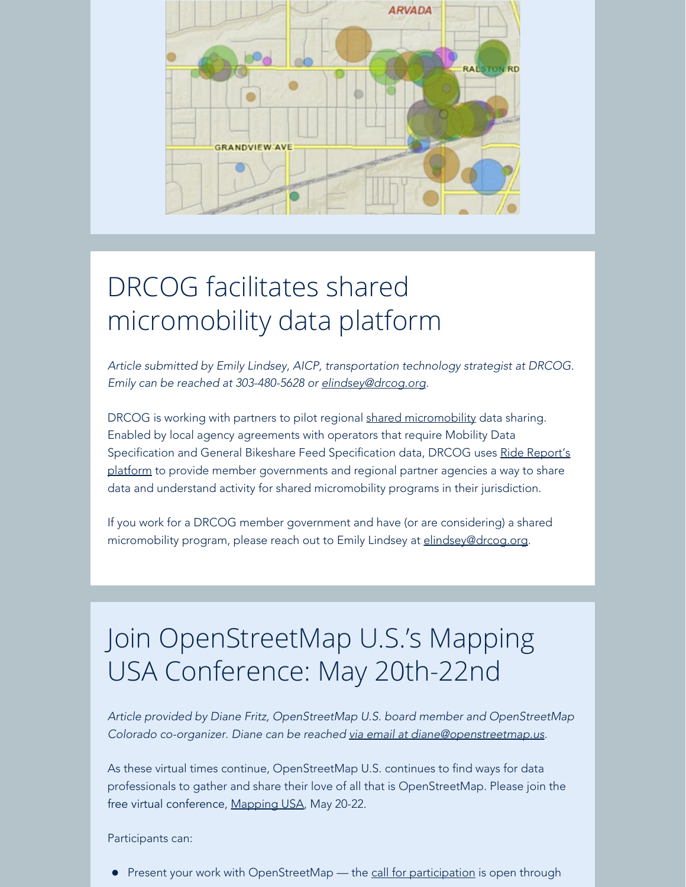# DRCOG facilitates shared micromobility data platform

*Article submitted by Emily Lindsey, AICP, transportation technology strategist at DRCOG. Emily can be reached at 303-480-5628 or elindsey@drcog.org.*

DRCOG is working with partners to pilot regional shared micromobility data sharing. Enabled by local agency agreements with operators that require Mobility Data Specification and General Bikeshare Feed Specification data, DRCOG uses Ride Report's platform to provide member governments and regional partner agencies a way to share data and understand activity for shared micromobility programs in their jurisdiction.

If you work for a DRCOG member government and have (or are considering) a shared micromobility program, please reach out to Emily Lindsey at elindsey@drcog.org.

# Join OpenStreetMap U.S.'s Mapping USA Conference: May 20th-22nd

*Article provided by Diane Fritz, OpenStreetMap U.S. board member and OpenStreetMap Colorado co-organizer. Diane can be reached via email at diane@openstreetmap.us.*

As these virtual times continue, OpenStreetMap U.S. continues to find ways for data professionals to gather and share their love of all that is OpenStreetMap. Please join the free virtual conference, Mapping USA, May 20-22.

Participants can:

- Present your work with OpenStreetMap — the call for participation is open through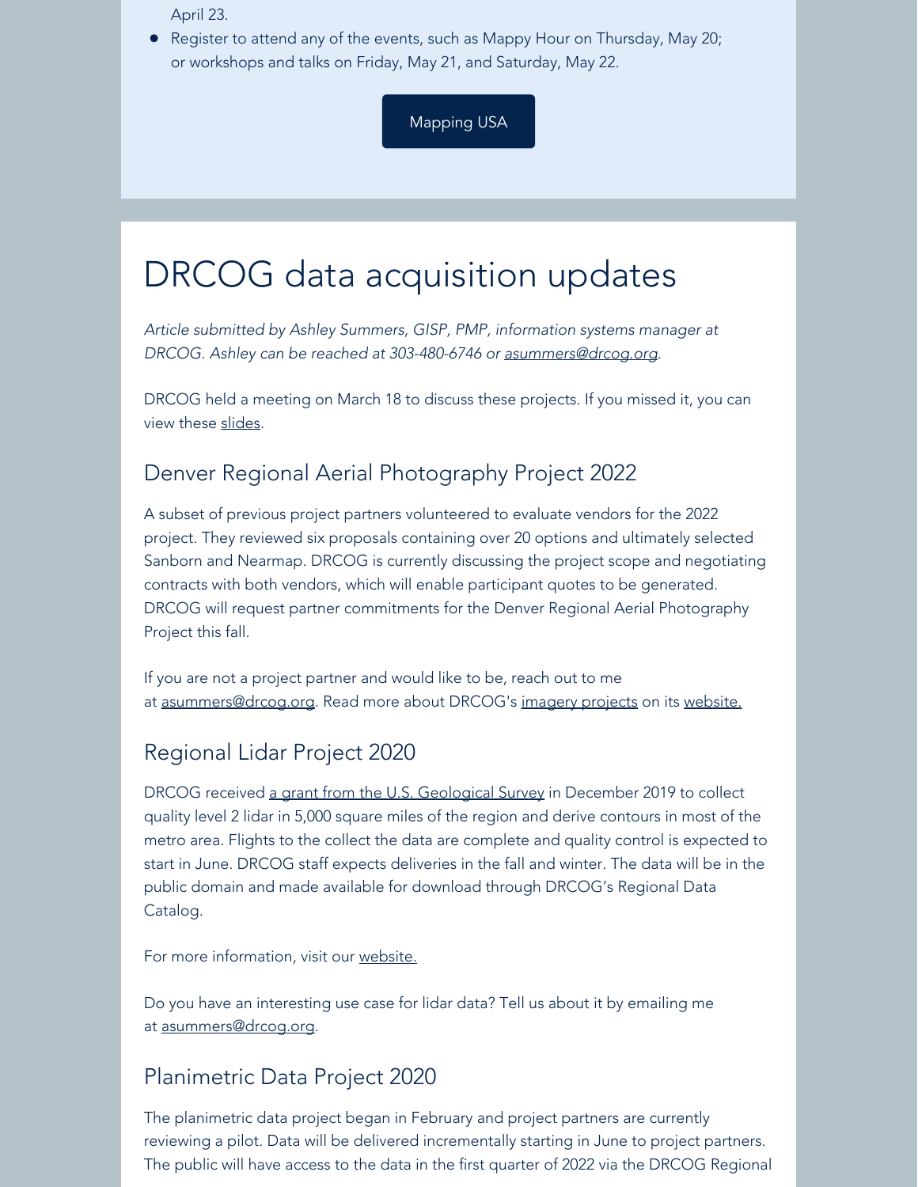April 23.

- Register to attend any of the events, such as Mappy Hour on Thursday, May 20; or workshops and talks on Friday, May 21, and Saturday, May 22.

Mapping USA

# DRCOG data acquisition updates

*Article submitted by Ashley Summers, GISP, PMP, information systems manager at DRCOG. Ashley can be reached at 303-480-6746 or asummers@drcog.org.*

DRCOG held a meeting on March 18 to discuss these projects. If you missed it, you can view these slides.

## Denver Regional Aerial Photography Project 2022

A subset of previous project partners volunteered to evaluate vendors for the 2022 project. They reviewed six proposals containing over 20 options and ultimately selected Sanborn and Nearmap. DRCOG is currently discussing the project scope and negotiating contracts with both vendors, which will enable participant quotes to be generated. DRCOG will request partner commitments for the Denver Regional Aerial Photography Project this fall.

If you are not a project partner and would like to be, reach out to me at asummers@drcog.org. Read more about DRCOG's imagery projects on its website.

## Regional Lidar Project 2020

DRCOG received a grant from the U.S. Geological Survey in December 2019 to collect quality level 2 lidar in 5,000 square miles of the region and derive contours in most of the metro area. Flights to the collect the data are complete and quality control is expected to start in June. DRCOG staff expects deliveries in the fall and winter. The data will be in the public domain and made available for download through DRCOG's Regional Data Catalog.

For more information, visit our website.

Do you have an interesting use case for lidar data? Tell us about it by emailing me at asummers@drcog.org.

## Planimetric Data Project 2020

The planimetric data project began in February and project partners are currently reviewing a pilot. Data will be delivered incrementally starting in June to project partners. The public will have access to the data in the first quarter of 2022 via the DRCOG Regional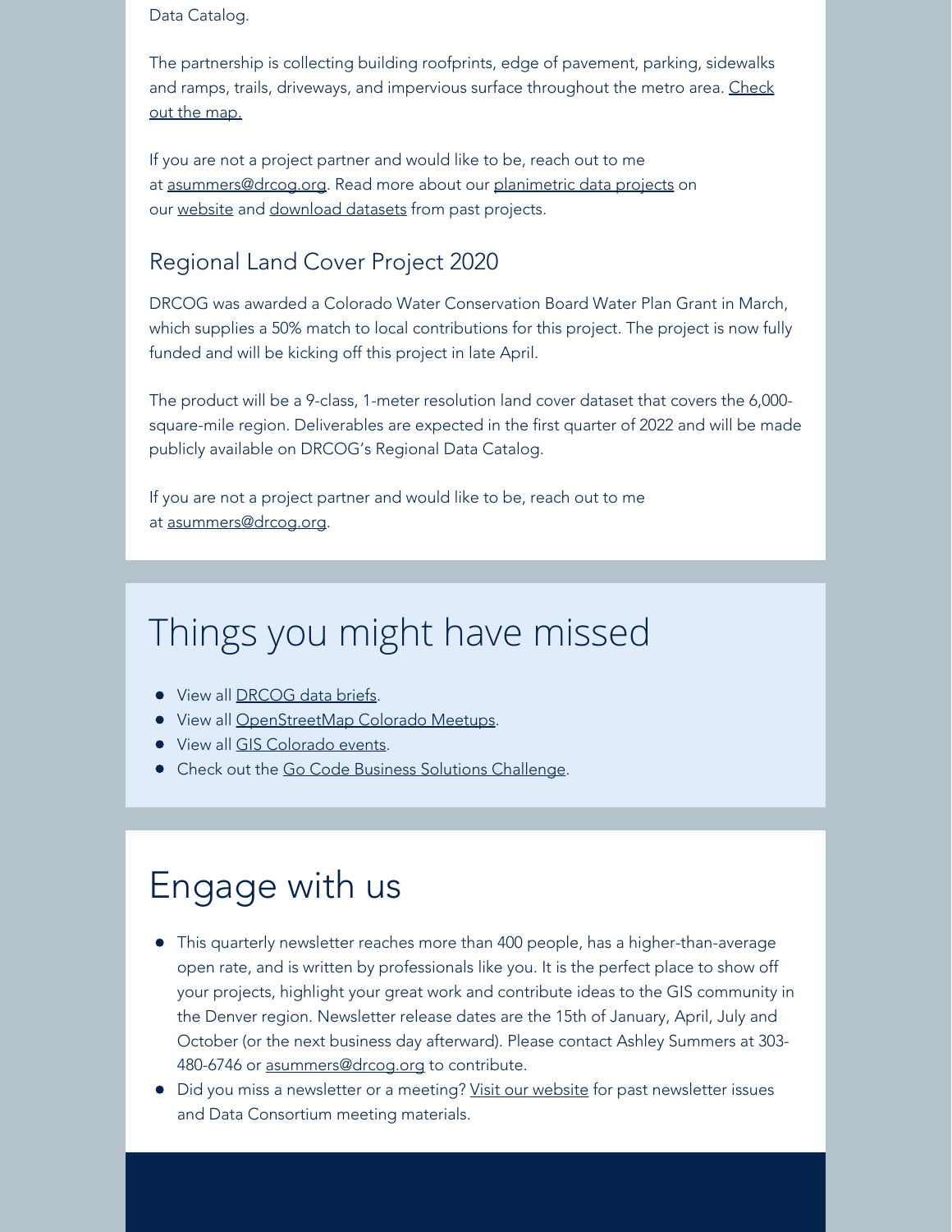Data Catalog.

The partnership is collecting building roofprints, edge of pavement, parking, sidewalks and ramps, trails, driveways, and impervious surface throughout the metro area. Check out the map.

If you are not a project partner and would like to be, reach out to me at asummers@drcog.org. Read more about our planimetric data projects on our website and download datasets from past projects.

### Regional Land Cover Project 2020

DRCOG was awarded a Colorado Water Conservation Board Water Plan Grant in March, which supplies a 50% match to local contributions for this project. The project is now fully funded and will be kicking off this project in late April.

The product will be a 9-class, 1-meter resolution land cover dataset that covers the 6,000-square-mile region. Deliverables are expected in the first quarter of 2022 and will be made publicly available on DRCOG's Regional Data Catalog.

If you are not a project partner and would like to be, reach out to me at asummers@drcog.org.

## Things you might have missed

- View all DRCOG data briefs.
- View all OpenStreetMap Colorado Meetups.
- View all GIS Colorado events.
- Check out the Go Code Business Solutions Challenge.

## Engage with us

- This quarterly newsletter reaches more than 400 people, has a higher-than-average open rate, and is written by professionals like you. It is the perfect place to show off your projects, highlight your great work and contribute ideas to the GIS community in the Denver region. Newsletter release dates are the 15th of January, April, July and October (or the next business day afterward). Please contact Ashley Summers at 303-480-6746 or asummers@drcog.org to contribute.
- Did you miss a newsletter or a meeting? Visit our website for past newsletter issues and Data Consortium meeting materials.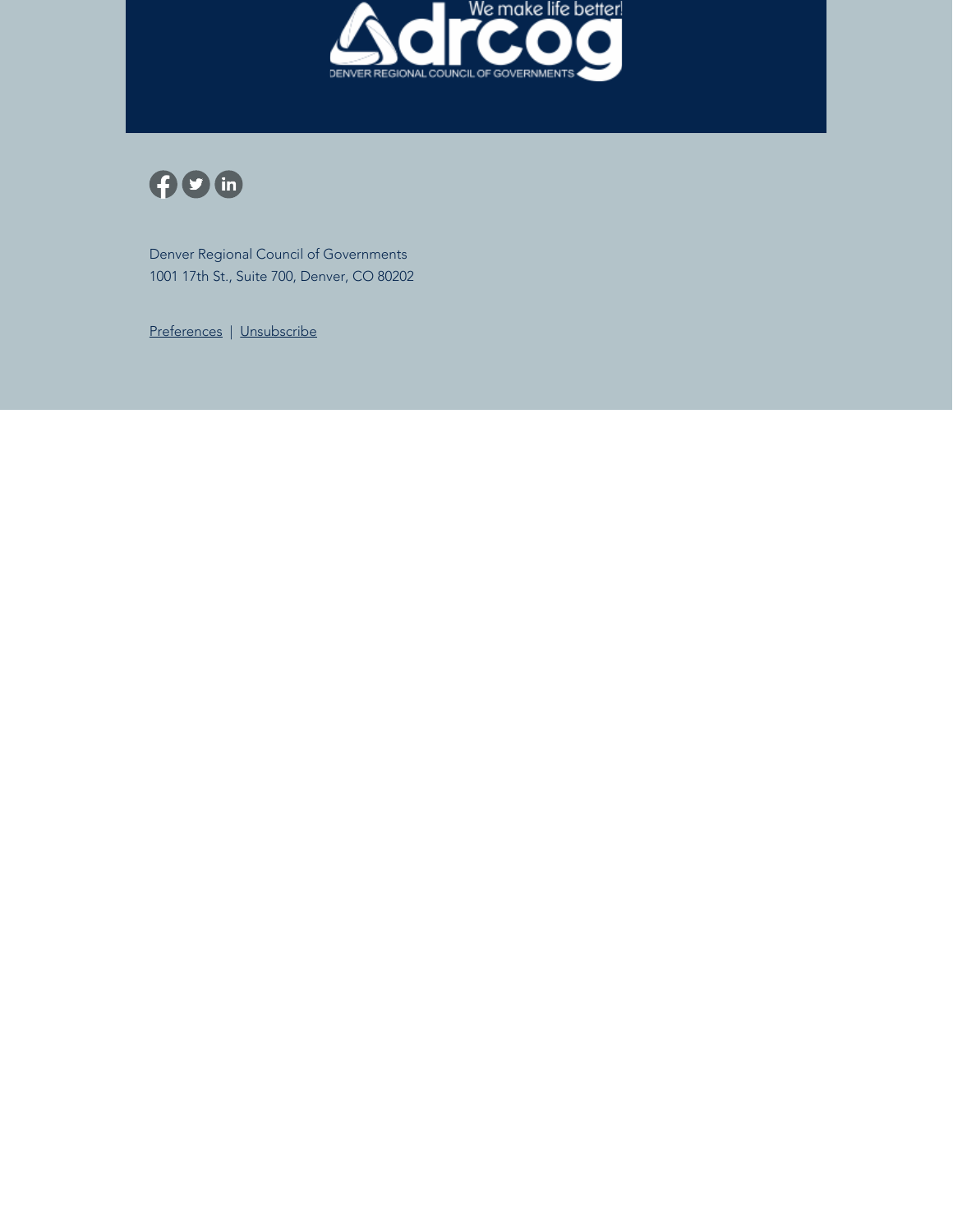We make life better!

drcog

DENVER REGIONAL COUNCIL OF GOVERNMENTS

Denver Regional Council of Governments
1001 17th St., Suite 700, Denver, CO 80202

Preferences | Unsubscribe